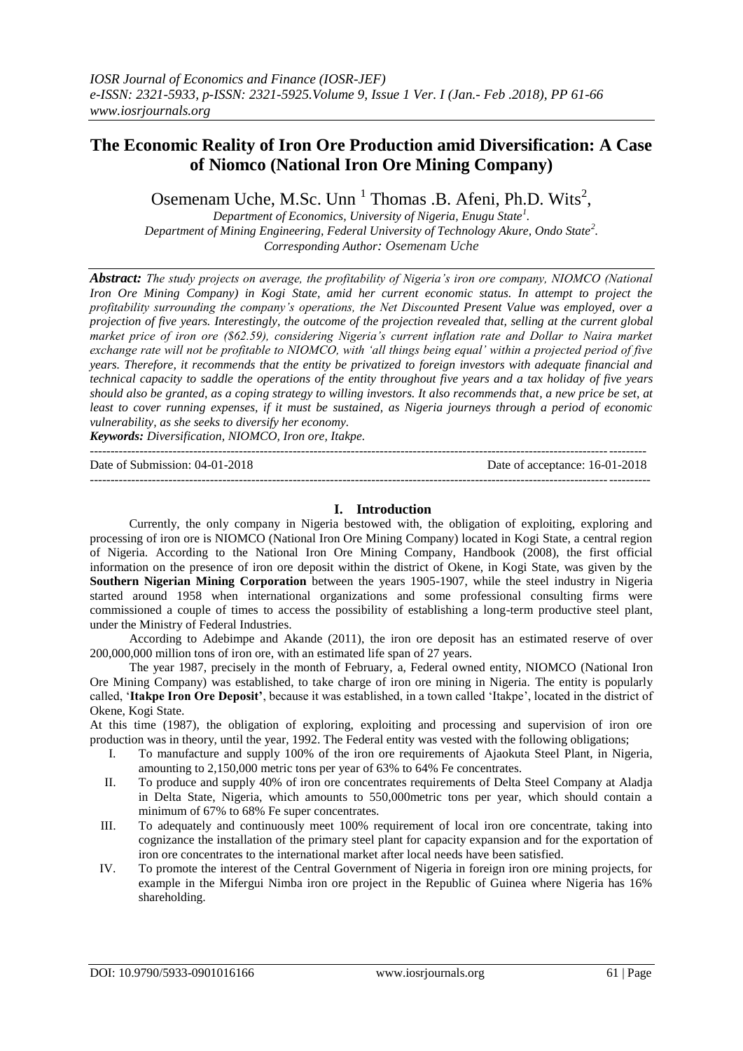# The Economic Reality of Iron Ore Production amid Diversification: A Case of Niomco (National Iron Ore Mining Company)

Osemenam Uche, M.Sc. Unn [1] Thomas .B. Afeni, Ph.D. Wits[2],

*Department of Economics, University of Nigeria, Enugu State[1].*
*Department of Mining Engineering, Federal University of Technology Akure, Ondo State[2].*
*Corresponding Author: Osemenam Uche*

***Abstract:*** *The study projects on average, the profitability of Nigeria's iron ore company, NIOMCO (National Iron Ore Mining Company) in Kogi State, amid her current economic status. In attempt to project the profitability surrounding the company's operations, the Net Discounted Present Value was employed, over a projection of five years. Interestingly, the outcome of the projection revealed that, selling at the current global market price of iron ore ($62.59), considering Nigeria's current inflation rate and Dollar to Naira market exchange rate will not be profitable to NIOMCO, with 'all things being equal' within a projected period of five years. Therefore, it recommends that the entity be privatized to foreign investors with adequate financial and technical capacity to saddle the operations of the entity throughout five years and a tax holiday of five years should also be granted, as a coping strategy to willing investors. It also recommends that, a new price be set, at least to cover running expenses, if it must be sustained, as Nigeria journeys through a period of economic vulnerability, as she seeks to diversify her economy.*

***Keywords:*** *Diversification, NIOMCO, Iron ore, Itakpe.*

---

Date of Submission: 04-01-2018 Date of acceptance: 16-01-2018

---

## I. Introduction

Currently, the only company in Nigeria bestowed with, the obligation of exploiting, exploring and processing of iron ore is NIOMCO (National Iron Ore Mining Company) located in Kogi State, a central region of Nigeria. According to the National Iron Ore Mining Company, Handbook (2008), the first official information on the presence of iron ore deposit within the district of Okene, in Kogi State, was given by the **Southern Nigerian Mining Corporation** between the years 1905-1907, while the steel industry in Nigeria started around 1958 when international organizations and some professional consulting firms were commissioned a couple of times to access the possibility of establishing a long-term productive steel plant, under the Ministry of Federal Industries.

According to Adebimpe and Akande (2011), the iron ore deposit has an estimated reserve of over 200,000,000 million tons of iron ore, with an estimated life span of 27 years.

The year 1987, precisely in the month of February, a, Federal owned entity, NIOMCO (National Iron Ore Mining Company) was established, to take charge of iron ore mining in Nigeria. The entity is popularly called, '**Itakpe Iron Ore Deposit**', because it was established, in a town called 'Itakpe', located in the district of Okene, Kogi State.

At this time (1987), the obligation of exploring, exploiting and processing and supervision of iron ore production was in theory, until the year, 1992. The Federal entity was vested with the following obligations;

I. To manufacture and supply 100% of the iron ore requirements of Ajaokuta Steel Plant, in Nigeria, amounting to 2,150,000 metric tons per year of 63% to 64% Fe concentrates.
II. To produce and supply 40% of iron ore concentrates requirements of Delta Steel Company at Aladja in Delta State, Nigeria, which amounts to 550,000metric tons per year, which should contain a minimum of 67% to 68% Fe super concentrates.
III. To adequately and continuously meet 100% requirement of local iron ore concentrate, taking into cognizance the installation of the primary steel plant for capacity expansion and for the exportation of iron ore concentrates to the international market after local needs have been satisfied.
IV. To promote the interest of the Central Government of Nigeria in foreign iron ore mining projects, for example in the Mifergui Nimba iron ore project in the Republic of Guinea where Nigeria has 16% shareholding.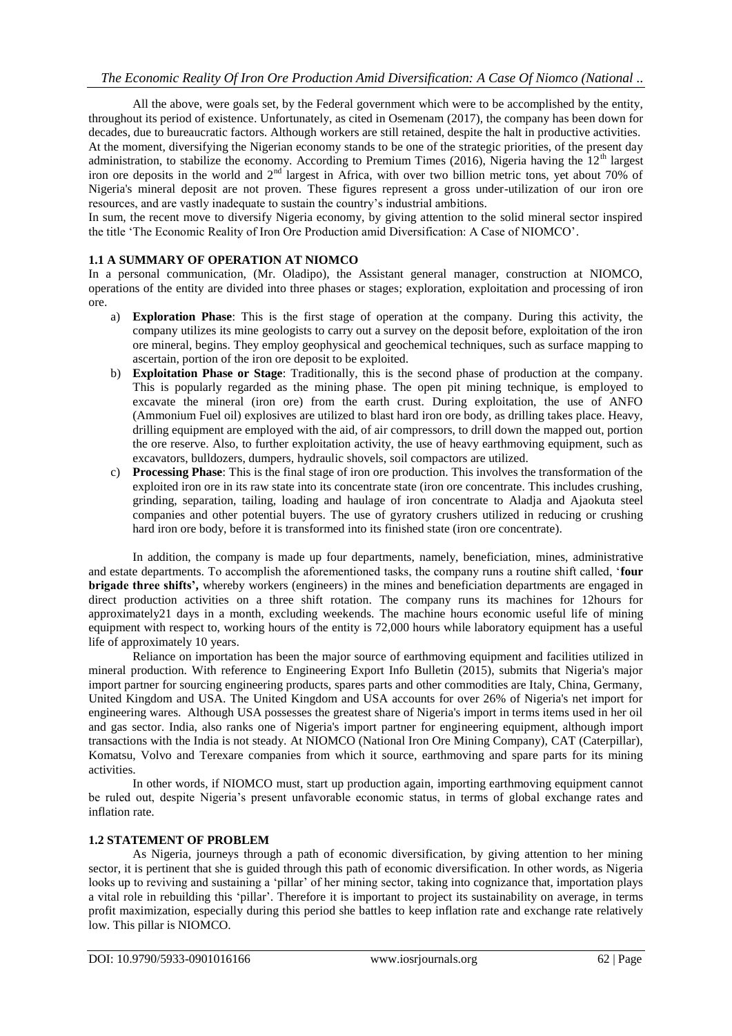All the above, were goals set, by the Federal government which were to be accomplished by the entity, throughout its period of existence. Unfortunately, as cited in Osemenam (2017), the company has been down for decades, due to bureaucratic factors. Although workers are still retained, despite the halt in productive activities. At the moment, diversifying the Nigerian economy stands to be one of the strategic priorities, of the present day administration, to stabilize the economy. According to Premium Times (2016), Nigeria having the 12th largest iron ore deposits in the world and 2nd largest in Africa, with over two billion metric tons, yet about 70% of Nigeria's mineral deposit are not proven. These figures represent a gross under-utilization of our iron ore resources, and are vastly inadequate to sustain the country's industrial ambitions.

In sum, the recent move to diversify Nigeria economy, by giving attention to the solid mineral sector inspired the title 'The Economic Reality of Iron Ore Production amid Diversification: A Case of NIOMCO'.

### 1.1 A SUMMARY OF OPERATION AT NIOMCO

In a personal communication, (Mr. Oladipo), the Assistant general manager, construction at NIOMCO, operations of the entity are divided into three phases or stages; exploration, exploitation and processing of iron ore.

a) **Exploration Phase**: This is the first stage of operation at the company. During this activity, the company utilizes its mine geologists to carry out a survey on the deposit before, exploitation of the iron ore mineral, begins. They employ geophysical and geochemical techniques, such as surface mapping to ascertain, portion of the iron ore deposit to be exploited.

b) **Exploitation Phase or Stage**: Traditionally, this is the second phase of production at the company. This is popularly regarded as the mining phase. The open pit mining technique, is employed to excavate the mineral (iron ore) from the earth crust. During exploitation, the use of ANFO (Ammonium Fuel oil) explosives are utilized to blast hard iron ore body, as drilling takes place. Heavy, drilling equipment are employed with the aid, of air compressors, to drill down the mapped out, portion the ore reserve. Also, to further exploitation activity, the use of heavy earthmoving equipment, such as excavators, bulldozers, dumpers, hydraulic shovels, soil compactors are utilized.

c) **Processing Phase**: This is the final stage of iron ore production. This involves the transformation of the exploited iron ore in its raw state into its concentrate state (iron ore concentrate. This includes crushing, grinding, separation, tailing, loading and haulage of iron concentrate to Aladja and Ajaokuta steel companies and other potential buyers. The use of gyratory crushers utilized in reducing or crushing hard iron ore body, before it is transformed into its finished state (iron ore concentrate).

In addition, the company is made up four departments, namely, beneficiation, mines, administrative and estate departments. To accomplish the aforementioned tasks, the company runs a routine shift called, '**four brigade three shifts',** whereby workers (engineers) in the mines and beneficiation departments are engaged in direct production activities on a three shift rotation. The company runs its machines for 12hours for approximately21 days in a month, excluding weekends. The machine hours economic useful life of mining equipment with respect to, working hours of the entity is 72,000 hours while laboratory equipment has a useful life of approximately 10 years.

Reliance on importation has been the major source of earthmoving equipment and facilities utilized in mineral production. With reference to Engineering Export Info Bulletin (2015), submits that Nigeria's major import partner for sourcing engineering products, spares parts and other commodities are Italy, China, Germany, United Kingdom and USA. The United Kingdom and USA accounts for over 26% of Nigeria's net import for engineering wares. Although USA possesses the greatest share of Nigeria's import in terms items used in her oil and gas sector. India, also ranks one of Nigeria's import partner for engineering equipment, although import transactions with the India is not steady. At NIOMCO (National Iron Ore Mining Company), CAT (Caterpillar), Komatsu, Volvo and Terexare companies from which it source, earthmoving and spare parts for its mining activities.

In other words, if NIOMCO must, start up production again, importing earthmoving equipment cannot be ruled out, despite Nigeria's present unfavorable economic status, in terms of global exchange rates and inflation rate.

### 1.2 STATEMENT OF PROBLEM

As Nigeria, journeys through a path of economic diversification, by giving attention to her mining sector, it is pertinent that she is guided through this path of economic diversification. In other words, as Nigeria looks up to reviving and sustaining a 'pillar' of her mining sector, taking into cognizance that, importation plays a vital role in rebuilding this 'pillar'. Therefore it is important to project its sustainability on average, in terms profit maximization, especially during this period she battles to keep inflation rate and exchange rate relatively low. This pillar is NIOMCO.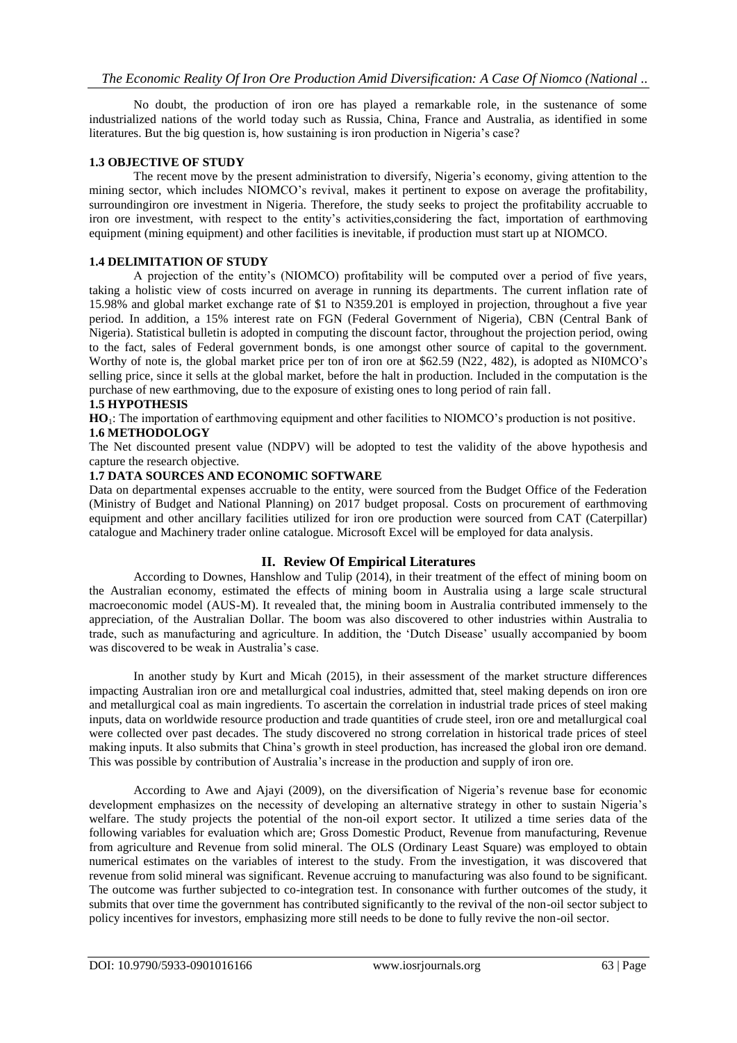No doubt, the production of iron ore has played a remarkable role, in the sustenance of some industrialized nations of the world today such as Russia, China, France and Australia, as identified in some literatures. But the big question is, how sustaining is iron production in Nigeria's case?

### 1.3 OBJECTIVE OF STUDY

The recent move by the present administration to diversify, Nigeria's economy, giving attention to the mining sector, which includes NIOMCO's revival, makes it pertinent to expose on average the profitability, surroundingiron ore investment in Nigeria. Therefore, the study seeks to project the profitability accruable to iron ore investment, with respect to the entity's activities,considering the fact, importation of earthmoving equipment (mining equipment) and other facilities is inevitable, if production must start up at NIOMCO.

### 1.4 DELIMITATION OF STUDY

A projection of the entity's (NIOMCO) profitability will be computed over a period of five years, taking a holistic view of costs incurred on average in running its departments. The current inflation rate of 15.98% and global market exchange rate of $1 to N359.201 is employed in projection, throughout a five year period. In addition, a 15% interest rate on FGN (Federal Government of Nigeria), CBN (Central Bank of Nigeria). Statistical bulletin is adopted in computing the discount factor, throughout the projection period, owing to the fact, sales of Federal government bonds, is one amongst other source of capital to the government. Worthy of note is, the global market price per ton of iron ore at $62.59 (N22, 482), is adopted as NI0MCO's selling price, since it sells at the global market, before the halt in production. Included in the computation is the purchase of new earthmoving, due to the exposure of existing ones to long period of rain fall.

### 1.5 HYPOTHESIS

**HO**$_1$: The importation of earthmoving equipment and other facilities to NIOMCO's production is not positive.

### 1.6 METHODOLOGY

The Net discounted present value (NDPV) will be adopted to test the validity of the above hypothesis and capture the research objective.

### 1.7 DATA SOURCES AND ECONOMIC SOFTWARE

Data on departmental expenses accruable to the entity, were sourced from the Budget Office of the Federation (Ministry of Budget and National Planning) on 2017 budget proposal. Costs on procurement of earthmoving equipment and other ancillary facilities utilized for iron ore production were sourced from CAT (Caterpillar) catalogue and Machinery trader online catalogue. Microsoft Excel will be employed for data analysis.

## II. Review Of Empirical Literatures

According to Downes, Hanshlow and Tulip (2014), in their treatment of the effect of mining boom on the Australian economy, estimated the effects of mining boom in Australia using a large scale structural macroeconomic model (AUS-M). It revealed that, the mining boom in Australia contributed immensely to the appreciation, of the Australian Dollar. The boom was also discovered to other industries within Australia to trade, such as manufacturing and agriculture. In addition, the 'Dutch Disease' usually accompanied by boom was discovered to be weak in Australia's case.

In another study by Kurt and Micah (2015), in their assessment of the market structure differences impacting Australian iron ore and metallurgical coal industries, admitted that, steel making depends on iron ore and metallurgical coal as main ingredients. To ascertain the correlation in industrial trade prices of steel making inputs, data on worldwide resource production and trade quantities of crude steel, iron ore and metallurgical coal were collected over past decades. The study discovered no strong correlation in historical trade prices of steel making inputs. It also submits that China's growth in steel production, has increased the global iron ore demand. This was possible by contribution of Australia's increase in the production and supply of iron ore.

According to Awe and Ajayi (2009), on the diversification of Nigeria's revenue base for economic development emphasizes on the necessity of developing an alternative strategy in other to sustain Nigeria's welfare. The study projects the potential of the non-oil export sector. It utilized a time series data of the following variables for evaluation which are; Gross Domestic Product, Revenue from manufacturing, Revenue from agriculture and Revenue from solid mineral. The OLS (Ordinary Least Square) was employed to obtain numerical estimates on the variables of interest to the study. From the investigation, it was discovered that revenue from solid mineral was significant. Revenue accruing to manufacturing was also found to be significant. The outcome was further subjected to co-integration test. In consonance with further outcomes of the study, it submits that over time the government has contributed significantly to the revival of the non-oil sector subject to policy incentives for investors, emphasizing more still needs to be done to fully revive the non-oil sector.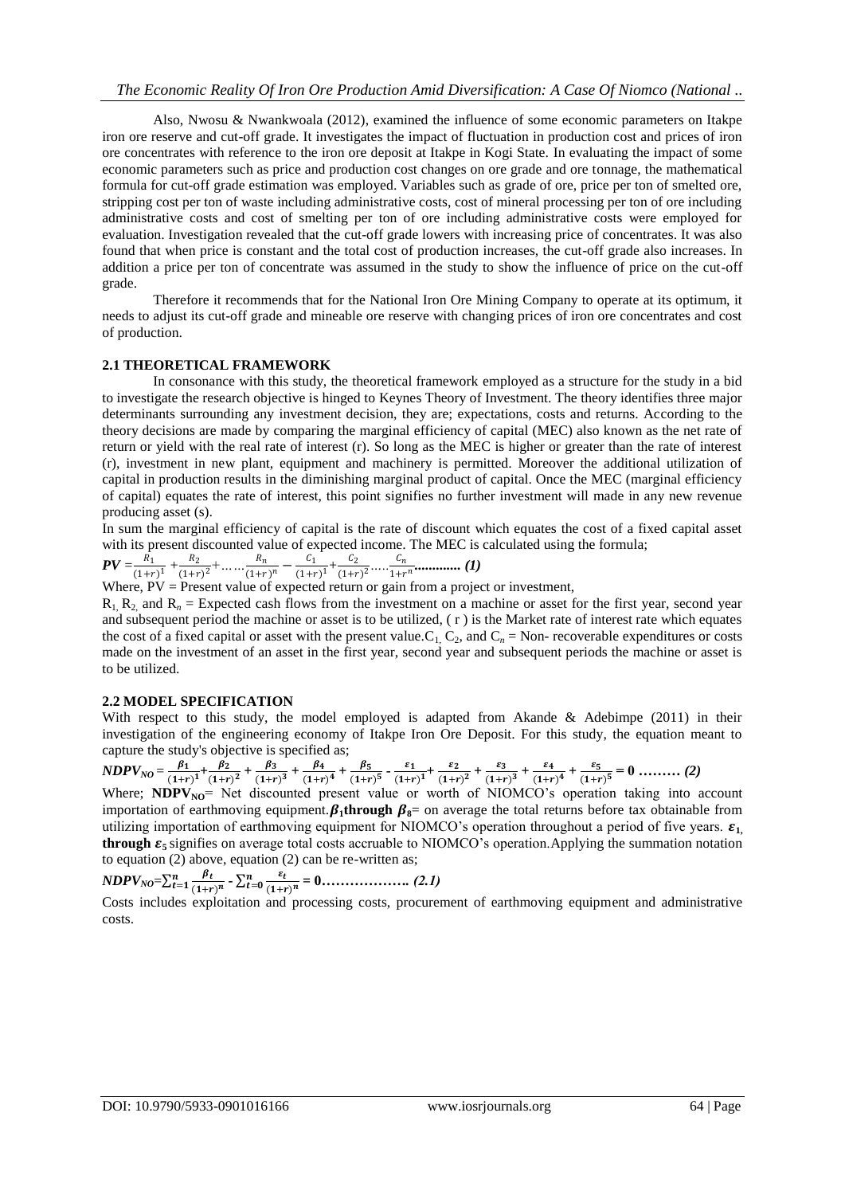Also, Nwosu & Nwankwoala (2012), examined the influence of some economic parameters on Itakpe iron ore reserve and cut-off grade. It investigates the impact of fluctuation in production cost and prices of iron ore concentrates with reference to the iron ore deposit at Itakpe in Kogi State. In evaluating the impact of some economic parameters such as price and production cost changes on ore grade and ore tonnage, the mathematical formula for cut-off grade estimation was employed. Variables such as grade of ore, price per ton of smelted ore, stripping cost per ton of waste including administrative costs, cost of mineral processing per ton of ore including administrative costs and cost of smelting per ton of ore including administrative costs were employed for evaluation. Investigation revealed that the cut-off grade lowers with increasing price of concentrates. It was also found that when price is constant and the total cost of production increases, the cut-off grade also increases. In addition a price per ton of concentrate was assumed in the study to show the influence of price on the cut-off grade.

Therefore it recommends that for the National Iron Ore Mining Company to operate at its optimum, it needs to adjust its cut-off grade and mineable ore reserve with changing prices of iron ore concentrates and cost of production.

## 2.1 THEORETICAL FRAMEWORK

In consonance with this study, the theoretical framework employed as a structure for the study in a bid to investigate the research objective is hinged to Keynes Theory of Investment. The theory identifies three major determinants surrounding any investment decision, they are; expectations, costs and returns. According to the theory decisions are made by comparing the marginal efficiency of capital (MEC) also known as the net rate of return or yield with the real rate of interest (r). So long as the MEC is higher or greater than the rate of interest (r), investment in new plant, equipment and machinery is permitted. Moreover the additional utilization of capital in production results in the diminishing marginal product of capital. Once the MEC (marginal efficiency of capital) equates the rate of interest, this point signifies no further investment will made in any new revenue producing asset (s).

In sum the marginal efficiency of capital is the rate of discount which equates the cost of a fixed capital asset with its present discounted value of expected income. The MEC is calculated using the formula;

$$PV = \frac{R_1}{(1+r)^1} + \frac{R_2}{(1+r)^2} + \ldots\ldots \frac{R_n}{(1+r)^n} - \frac{C_1}{(1+r)^1} + \frac{C_2}{(1+r)^2} \ldots\ldots \frac{C_n}{1+r^n} \quad \textbf{............ (1)}$$

Where, PV = Present value of expected return or gain from a project or investment,

$R_1$, $R_2$, and $R_n$ = Expected cash flows from the investment on a machine or asset for the first year, second year and subsequent period the machine or asset is to be utilized, ( r ) is the Market rate of interest rate which equates the cost of a fixed capital or asset with the present value. $C_1$, $C_2$, and $C_n$ = Non- recoverable expenditures or costs made on the investment of an asset in the first year, second year and subsequent periods the machine or asset is to be utilized.

## 2.2 MODEL SPECIFICATION

With respect to this study, the model employed is adapted from Akande & Adebimpe (2011) in their investigation of the engineering economy of Itakpe Iron Ore Deposit. For this study, the equation meant to capture the study's objective is specified as;

$$NDPV_{NO} = \frac{\beta_1}{(1+r)^1} + \frac{\beta_2}{(1+r)^2} + \frac{\beta_3}{(1+r)^3} + \frac{\beta_4}{(1+r)^4} + \frac{\beta_5}{(1+r)^5} - \frac{\varepsilon_1}{(1+r)^1} + \frac{\varepsilon_2}{(1+r)^2} + \frac{\varepsilon_3}{(1+r)^3} + \frac{\varepsilon_4}{(1+r)^4} + \frac{\varepsilon_5}{(1+r)^5} = 0 \quad \textbf{......... (2)}$$

Where; $\mathbf{NDPV_{NO}}$= Net discounted present value or worth of NIOMCO's operation taking into account importation of earthmoving equipment. $\boldsymbol{\beta_1}$ **through** $\boldsymbol{\beta_8}$= on average the total returns before tax obtainable from utilizing importation of earthmoving equipment for NIOMCO's operation throughout a period of five years. $\boldsymbol{\varepsilon_1}$, **through** $\boldsymbol{\varepsilon_5}$ signifies on average total costs accruable to NIOMCO's operation. Applying the summation notation to equation (2) above, equation (2) can be re-written as;

$$NDPV_{NO} = \sum_{t=1}^{n} \frac{\beta_t}{(1+r)^n} - \sum_{t=0}^{n} \frac{\varepsilon_t}{(1+r)^n} = 0 \quad \textbf{.................. (2.1)}$$

Costs includes exploitation and processing costs, procurement of earthmoving equipment and administrative costs.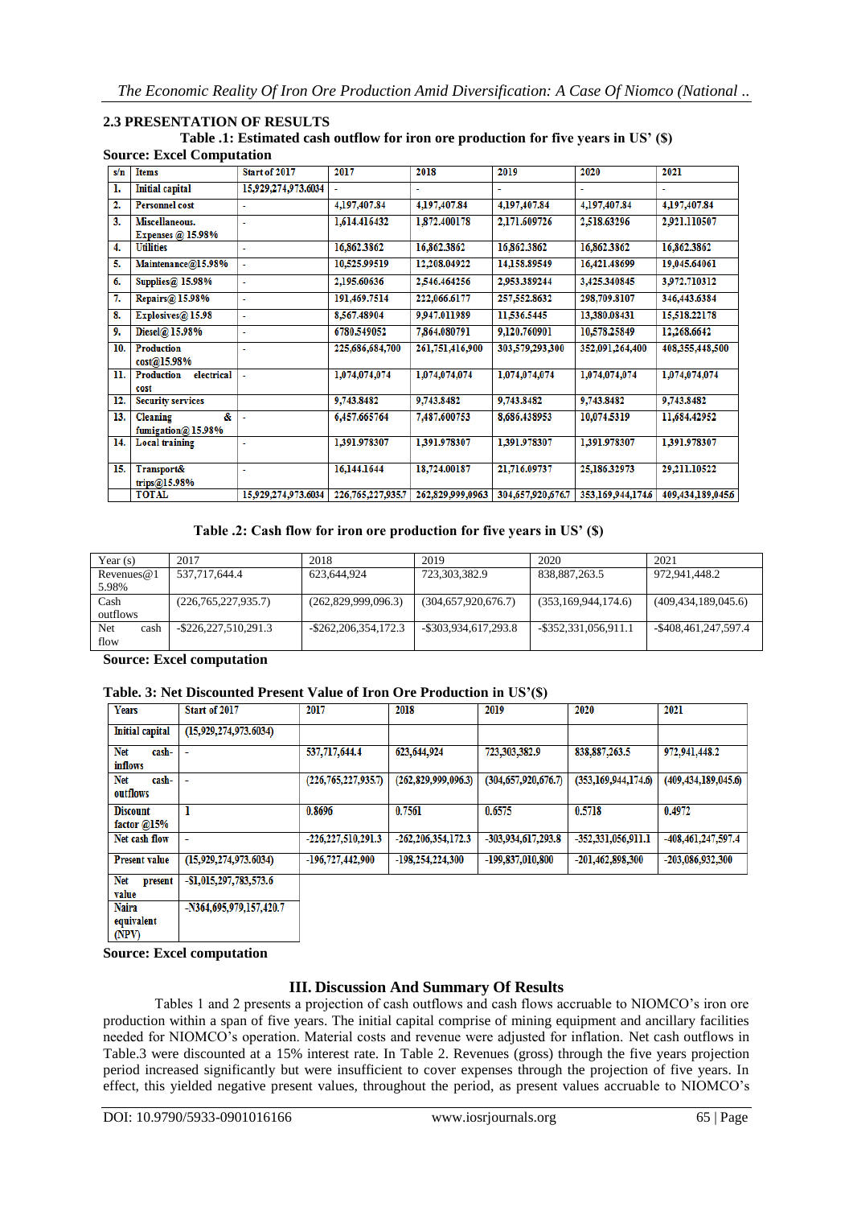## 2.3 PRESENTATION OF RESULTS

**Table .1: Estimated cash outflow for iron ore production for five years in US' ($)**

**Source: Excel Computation**

| s/n | Items | Start of 2017 | 2017 | 2018 | 2019 | 2020 | 2021 |
|---|---|---|---|---|---|---|---|
| 1. | Initial capital | 15,929,274,973.6034 | - | - | - | - | - |
| 2. | Personnel cost | - | 4,197,407.84 | 4,197,407.84 | 4,197,407.84 | 4,197,407.84 | 4,197,407.84 |
| 3. | Miscellaneous. Expenses @ 15.98% | - | 1,614.416432 | 1,872.400178 | 2,171.609726 | 2,518.63296 | 2,921.110507 |
| 4. | Utilities | - | 16,862.3862 | 16,862.3862 | 16,862.3862 | 16,862.3862 | 16,862.3862 |
| 5. | Maintenance@15.98% | - | 10,525.99519 | 12,208.04922 | 14,158.89549 | 16,421.48699 | 19,045.64061 |
| 6. | Supplies@ 15.98% | - | 2,195.60636 | 2,546.464256 | 2,953.389244 | 3,425.340845 | 3,972.710312 |
| 7. | Repairs@ 15.98% | - | 191,469.7514 | 222,066.6177 | 257,552.8632 | 298,709.8107 | 346,443.6384 |
| 8. | Explosives@ 15.98 | - | 8,567.48904 | 9,947.011989 | 11,536.5445 | 13,380.08431 | 15,518.22178 |
| 9. | Diesel@ 15.98% | - | 6780.549052 | 7,864.080791 | 9,120.760901 | 10,578.25849 | 12,268.6642 |
| 10. | Production cost@15.98% | - | 225,686,684,700 | 261,751,416,900 | 303,579,293,300 | 352,091,264,400 | 408,355,448,500 |
| 11. | Production electrical cost | - | 1,074,074,074 | 1,074,074,074 | 1,074,074,074 | 1,074,074,074 | 1,074,074,074 |
| 12. | Security services | | 9,743.8482 | 9,743.8482 | 9,743.8482 | 9,743.8482 | 9,743.8482 |
| 13. | Cleaning & fumigation@ 15.98% | - | 6,457.665764 | 7,487.600753 | 8,686.438953 | 10,074.5319 | 11,684.42952 |
| 14. | Local training | - | 1,391.978307 | 1,391.978307 | 1,391.978307 | 1,391.978307 | 1,391.978307 |
| 15. | Transport& trips@15.98% | - | 16,144.1644 | 18,724.00187 | 21,716.09737 | 25,186.32973 | 29,211.10522 |
| | TOTAL | 15,929,274,973.6034 | 226,765,227,935.7 | 262,829,999,0963 | 304,657,920,676.7 | 353,169,944,174.6 | 409,434,189,0456 |

**Table .2: Cash flow for iron ore production for five years in US' ($)**

| Year (s) | 2017 | 2018 | 2019 | 2020 | 2021 |
|---|---|---|---|---|---|
| Revenues@15.98% | 537,717,644.4 | 623,644,924 | 723,303,382.9 | 838,887,263.5 | 972,941,448.2 |
| Cash outflows | (226,765,227,935.7) | (262,829,999,096.3) | (304,657,920,676.7) | (353,169,944,174.6) | (409,434,189,045.6) |
| Net cash flow | -$226,227,510,291.3 | -$262,206,354,172.3 | -$303,934,617,293.8 | -$352,331,056,911.1 | -$408,461,247,597.4 |

**Source: Excel computation**

**Table. 3: Net Discounted Present Value of Iron Ore Production in US'($)**

| Years | Start of 2017 | 2017 | 2018 | 2019 | 2020 | 2021 |
|---|---|---|---|---|---|---|
| Initial capital | (15,929,274,973.6034) | | | | | |
| Net cash-inflows | - | 537,717,644.4 | 623,644,924 | 723,303,382.9 | 838,887,263.5 | 972,941,448.2 |
| Net cash-outflows | - | (226,765,227,935.7) | (262,829,999,096.3) | (304,657,920,676.7) | (353,169,944,174.6) | (409,434,189,045.6) |
| Discount factor @15% | 1 | 0.8696 | 0.7561 | 0.6575 | 0.5718 | 0.4972 |
| Net cash flow | - | -226,227,510,291.3 | -262,206,354,172.3 | -303,934,617,293.8 | -352,331,056,911.1 | -408,461,247,597.4 |
| Present value | (15,929,274,973.6034) | -196,727,442,900 | -198,254,224,300 | -199,837,010,800 | -201,462,898,300 | -203,086,932,300 |
| Net present value | -$1,015,297,783,573.6 | | | | | |
| Naira equivalent (NPV) | -N364,695,979,157,420.7 | | | | | |

**Source: Excel computation**

## III. Discussion And Summary Of Results

Tables 1 and 2 presents a projection of cash outflows and cash flows accruable to NIOMCO's iron ore production within a span of five years. The initial capital comprise of mining equipment and ancillary facilities needed for NIOMCO's operation. Material costs and revenue were adjusted for inflation. Net cash outflows in Table.3 were discounted at a 15% interest rate. In Table 2. Revenues (gross) through the five years projection period increased significantly but were insufficient to cover expenses through the projection of five years. In effect, this yielded negative present values, throughout the period, as present values accruable to NIOMCO's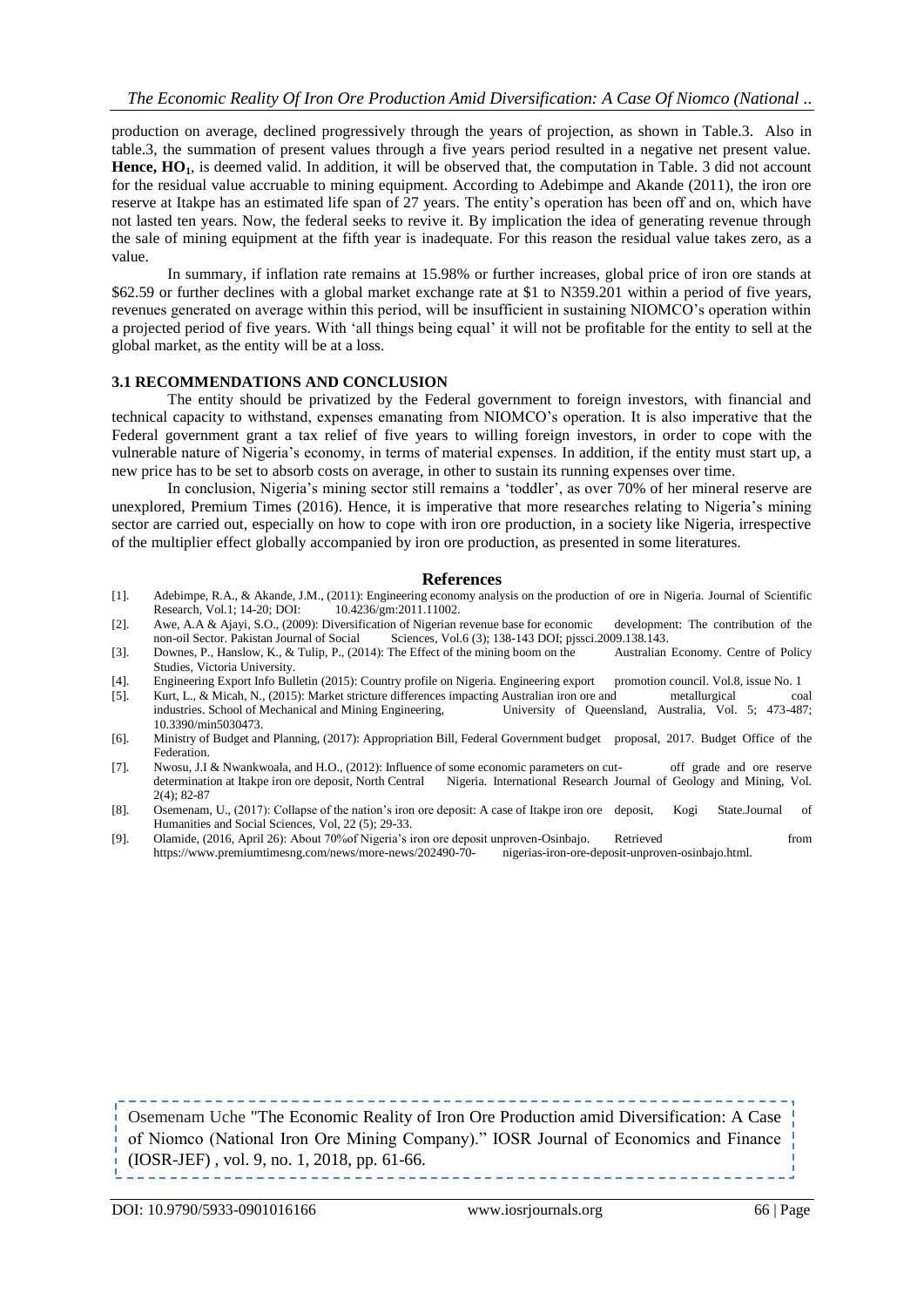production on average, declined progressively through the years of projection, as shown in Table.3. Also in table.3, the summation of present values through a five years period resulted in a negative net present value. **Hence, $HO_1$**, is deemed valid. In addition, it will be observed that, the computation in Table. 3 did not account for the residual value accruable to mining equipment. According to Adebimpe and Akande (2011), the iron ore reserve at Itakpe has an estimated life span of 27 years. The entity's operation has been off and on, which have not lasted ten years. Now, the federal seeks to revive it. By implication the idea of generating revenue through the sale of mining equipment at the fifth year is inadequate. For this reason the residual value takes zero, as a value.

In summary, if inflation rate remains at 15.98% or further increases, global price of iron ore stands at \$62.59 or further declines with a global market exchange rate at \$1 to N359.201 within a period of five years, revenues generated on average within this period, will be insufficient in sustaining NIOMCO's operation within a projected period of five years. With 'all things being equal' it will not be profitable for the entity to sell at the global market, as the entity will be at a loss.

### 3.1 RECOMMENDATIONS AND CONCLUSION

The entity should be privatized by the Federal government to foreign investors, with financial and technical capacity to withstand, expenses emanating from NIOMCO's operation. It is also imperative that the Federal government grant a tax relief of five years to willing foreign investors, in order to cope with the vulnerable nature of Nigeria's economy, in terms of material expenses. In addition, if the entity must start up, a new price has to be set to absorb costs on average, in other to sustain its running expenses over time.

In conclusion, Nigeria's mining sector still remains a 'toddler', as over 70% of her mineral reserve are unexplored, Premium Times (2016). Hence, it is imperative that more researches relating to Nigeria's mining sector are carried out, especially on how to cope with iron ore production, in a society like Nigeria, irrespective of the multiplier effect globally accompanied by iron ore production, as presented in some literatures.

## References

[1]. Adebimpe, R.A., & Akande, J.M., (2011): Engineering economy analysis on the production of ore in Nigeria. Journal of Scientific Research, Vol.1; 14-20; DOI: 10.4236/gm:2011.11002.

[2]. Awe, A.A & Ajayi, S.O., (2009): Diversification of Nigerian revenue base for economic development: The contribution of the non-oil Sector. Pakistan Journal of Social Sciences, Vol.6 (3); 138-143 DOI; pjssci.2009.138.143.

[3]. Downes, P., Hanslow, K., & Tulip, P., (2014): The Effect of the mining boom on the Australian Economy. Centre of Policy Studies, Victoria University.

[4]. Engineering Export Info Bulletin (2015): Country profile on Nigeria. Engineering export promotion council. Vol.8, issue No. 1

[5]. Kurt, L., & Micah, N., (2015): Market stricture differences impacting Australian iron ore and metallurgical coal industries. School of Mechanical and Mining Engineering, University of Queensland, Australia, Vol. 5; 473-487; 10.3390/min5030473.

[6]. Ministry of Budget and Planning, (2017): Appropriation Bill, Federal Government budget proposal, 2017. Budget Office of the Federation.

[7]. Nwosu, J.I & Nwankwoala, and H.O., (2012): Influence of some economic parameters on cut- off grade and ore reserve determination at Itakpe iron ore deposit, North Central Nigeria. International Research Journal of Geology and Mining, Vol. 2(4); 82-87

[8]. Osemenam, U., (2017): Collapse of the nation's iron ore deposit: A case of Itakpe iron ore deposit, Kogi State.Journal of Humanities and Social Sciences, Vol, 22 (5); 29-33.

[9]. Olamide, (2016, April 26): About 70%of Nigeria's iron ore deposit unproven-Osinbajo. Retrieved from https://www.premiumtimesng.com/news/more-news/202490-70- nigerias-iron-ore-deposit-unproven-osinbajo.html.

Osemenam Uche "The Economic Reality of Iron Ore Production amid Diversification: A Case of Niomco (National Iron Ore Mining Company)." IOSR Journal of Economics and Finance (IOSR-JEF) , vol. 9, no. 1, 2018, pp. 61-66.